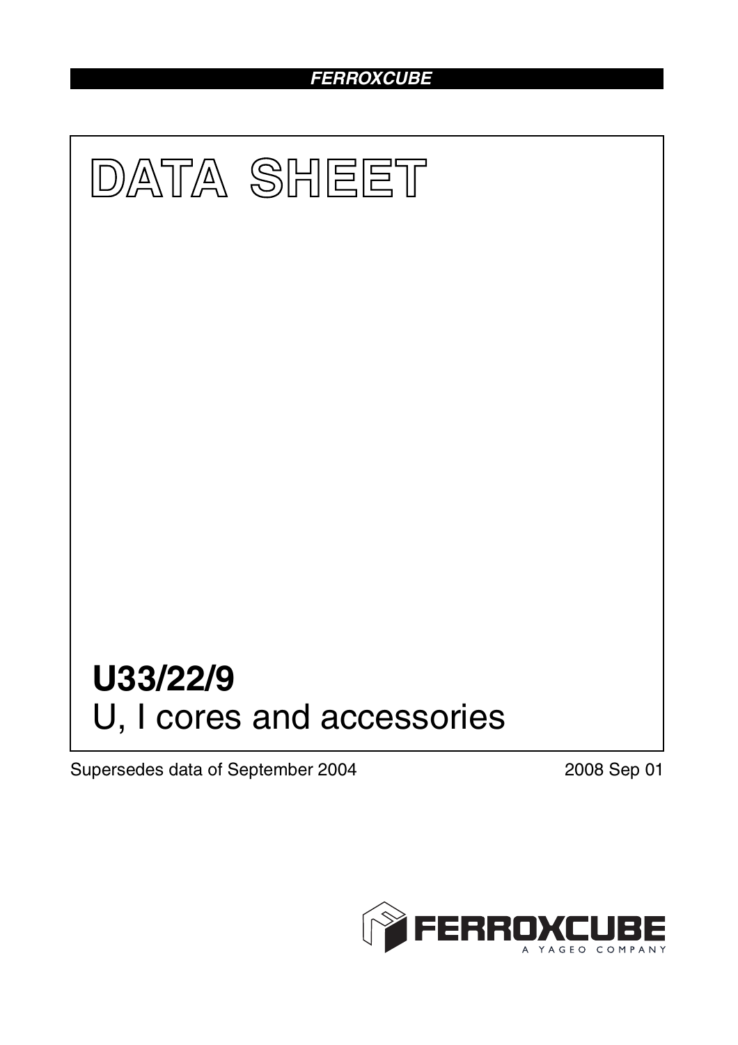**FERROXCUBE**

# DATA SHEET

# U33/22/9

## U, I cores and accessories

Supersedes data of September 2004

2008 Sep 01

FERROXCUBE
A YAGEO COMPANY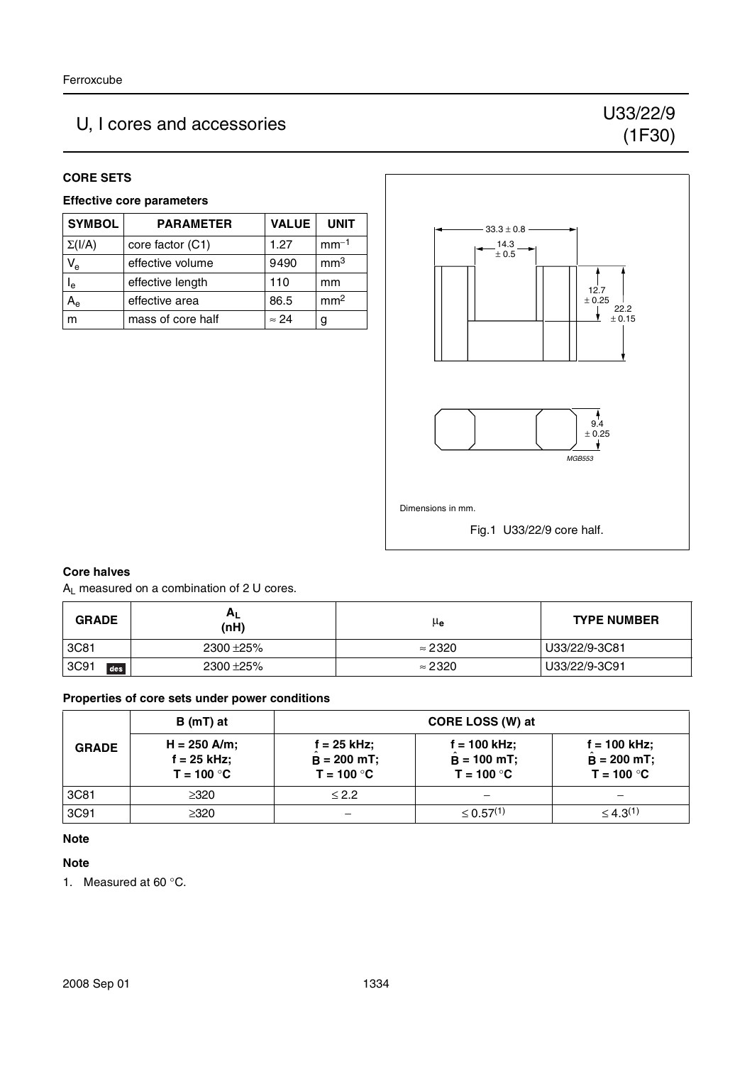# U, I cores and accessories

## U33/22/9 (1F30)

### CORE SETS

#### Effective core parameters

| SYMBOL | PARAMETER | VALUE | UNIT |
|---|---|---|---|
| $\Sigma(I/A)$ | core factor (C1) | 1.27 | $mm^{-1}$ |
| $V_e$ | effective volume | 9490 | $mm^3$ |
| $l_e$ | effective length | 110 | mm |
| $A_e$ | effective area | 86.5 | $mm^2$ |
| m | mass of core half | ≈ 24 | g |

Dimensions in mm.

Fig.1 U33/22/9 core half.

#### Core halves

$A_L$ measured on a combination of 2 U cores.

| GRADE | $A_L$ (nH) | $\mu_e$ | TYPE NUMBER |
|---|---|---|---|
| 3C81 | 2300 ±25% | ≈ 2320 | U33/22/9-3C81 |
| 3C91 des | 2300 ±25% | ≈ 2320 | U33/22/9-3C91 |

#### Properties of core sets under power conditions

| GRADE | B (mT) at | CORE LOSS (W) at | | |
|---|---|---|---|---|
| | H = 250 A/m; f = 25 kHz; T = 100 °C | f = 25 kHz; $\hat{B}$ = 200 mT; T = 100 °C | f = 100 kHz; $\hat{B}$ = 100 mT; T = 100 °C | f = 100 kHz; $\hat{B}$ = 200 mT; T = 100 °C |
| 3C81 | ≥320 | ≤ 2.2 | − | − |
| 3C91 | ≥320 | − | ≤ 0.57(1) | ≤ 4.3(1) |

**Note**

**Note**

1. Measured at 60 °C.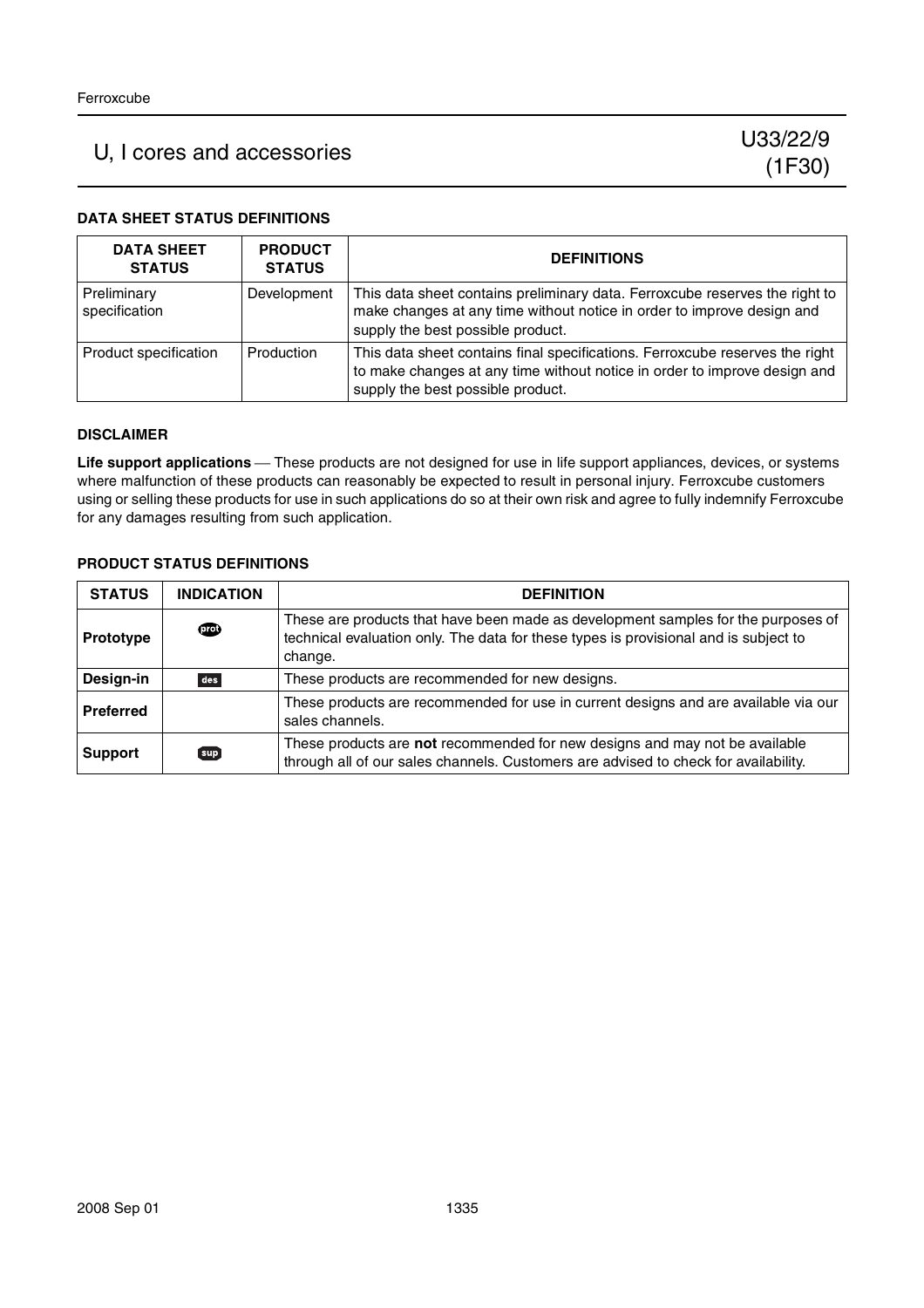## DATA SHEET STATUS DEFINITIONS

| DATA SHEET STATUS | PRODUCT STATUS | DEFINITIONS |
|---|---|---|
| Preliminary specification | Development | This data sheet contains preliminary data. Ferroxcube reserves the right to make changes at any time without notice in order to improve design and supply the best possible product. |
| Product specification | Production | This data sheet contains final specifications. Ferroxcube reserves the right to make changes at any time without notice in order to improve design and supply the best possible product. |

## DISCLAIMER

**Life support applications** — These products are not designed for use in life support appliances, devices, or systems where malfunction of these products can reasonably be expected to result in personal injury. Ferroxcube customers using or selling these products for use in such applications do so at their own risk and agree to fully indemnify Ferroxcube for any damages resulting from such application.

## PRODUCT STATUS DEFINITIONS

| STATUS | INDICATION | DEFINITION |
|---|---|---|
| **Prototype** | prot | These are products that have been made as development samples for the purposes of technical evaluation only. The data for these types is provisional and is subject to change. |
| **Design-in** | des | These products are recommended for new designs. |
| **Preferred** | | These products are recommended for use in current designs and are available via our sales channels. |
| **Support** | sup | These products are **not** recommended for new designs and may not be available through all of our sales channels. Customers are advised to check for availability. |